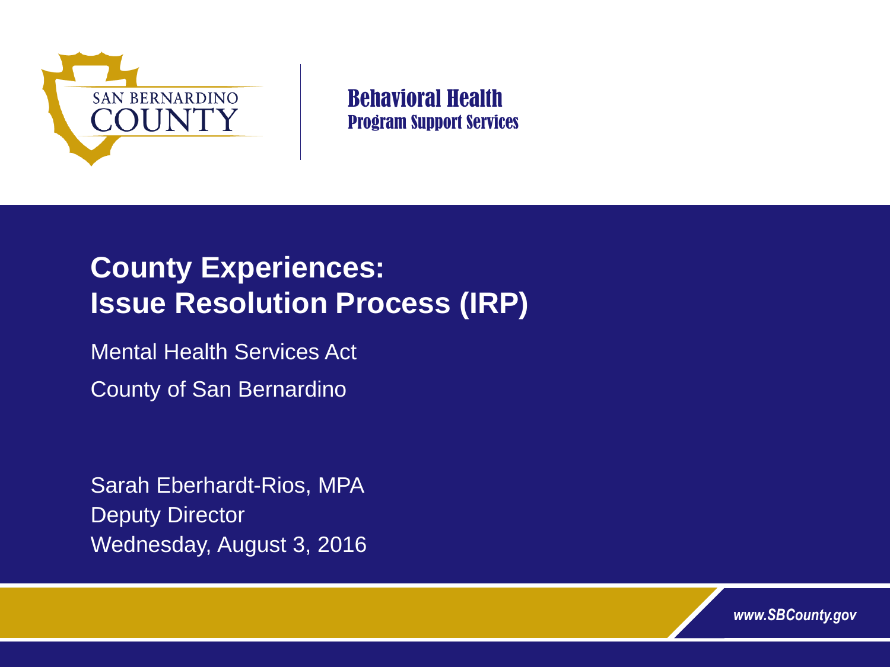SAN BERNARDINO COUNTY

Behavioral Health
Program Support Services

# County Experiences: Issue Resolution Process (IRP)

Mental Health Services Act

County of San Bernardino

Sarah Eberhardt-Rios, MPA
Deputy Director
Wednesday, August 3, 2016

*www.SBCounty.gov*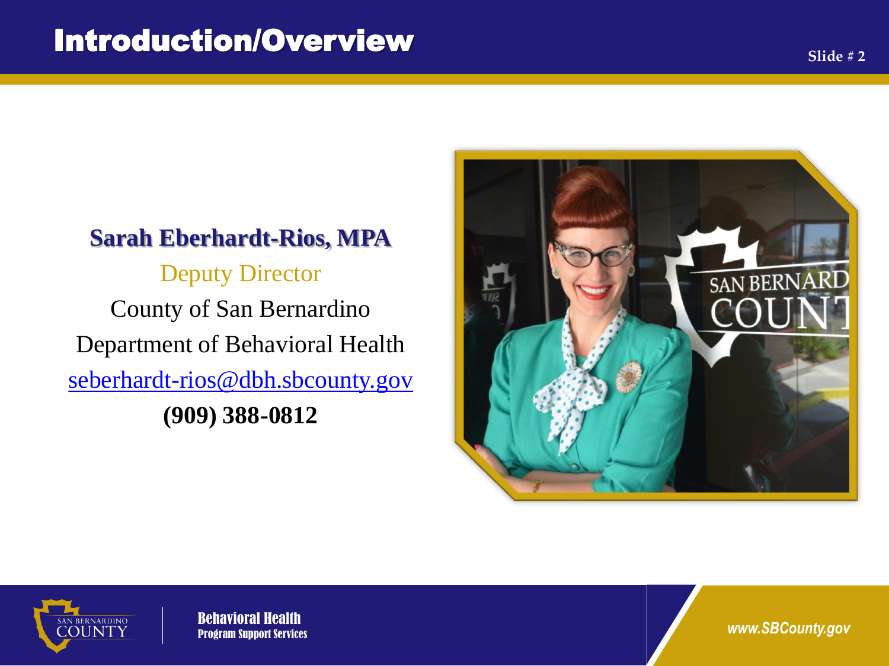# Introduction/Overview

**Sarah Eberhardt-Rios, MPA**

Deputy Director

County of San Bernardino

Department of Behavioral Health

seberhardt-rios@dbh.sbcounty.gov

**(909) 388-0812**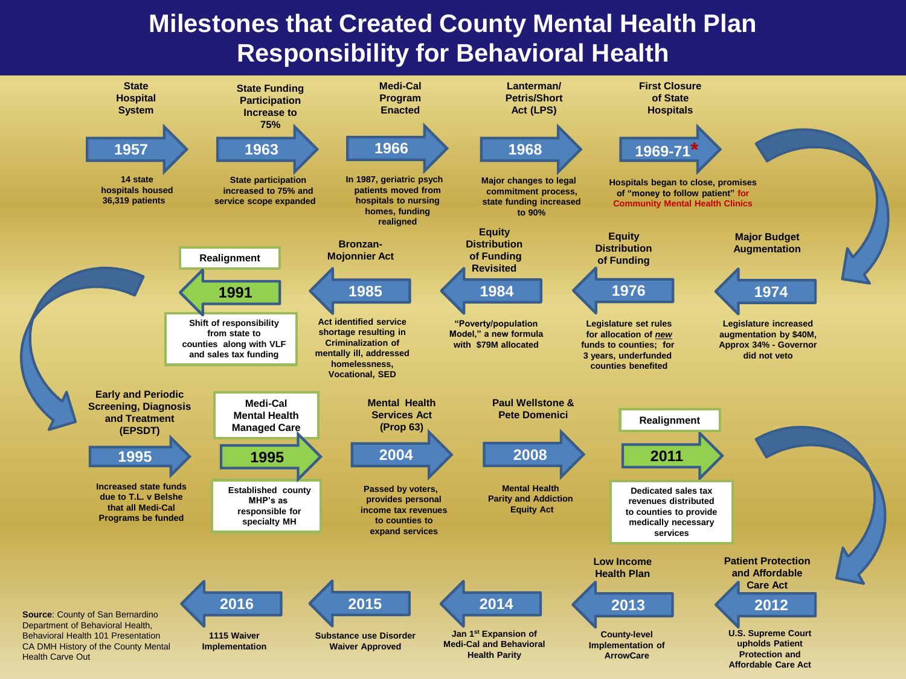# Milestones that Created County Mental Health Plan Responsibility for Behavioral Health

**1957 – State Hospital System**
14 state hospitals housed 36,319 patients

**1963 – State Funding Participation Increase to 75%**
State participation increased to 75% and service scope expanded

**1966 – Medi-Cal Program Enacted**
In 1987, geriatric psych patients moved from hospitals to nursing homes, funding realigned

**1968 – Lanterman/ Petris/Short Act (LPS)**
Major changes to legal commitment process, state funding increased to 90%

**1969-71* – First Closure of State Hospitals**
Hospitals began to close, promises of "money to follow patient" for Community Mental Health Clinics

**1974 – Major Budget Augmentation**
Legislature increased augmentation by $40M, Approx 34% - Governor did not veto

**1976 – Equity Distribution of Funding**
Legislature set rules for allocation of *new* funds to counties; for 3 years, underfunded counties benefited

**1984 – Equity Distribution of Funding Revisited**
"Poverty/population Model," a new formula with $79M allocated

**1985 – Bronzan-Mojonnier Act**
Act identified service shortage resulting in Criminalization of mentally ill, addressed homelessness, Vocational, SED

**1991 – Realignment**
Shift of responsibility from state to counties along with VLF and sales tax funding

**1995 – Early and Periodic Screening, Diagnosis and Treatment (EPSDT)**
Increased state funds due to T.L. v Belshe that all Medi-Cal Programs be funded

**1995 – Medi-Cal Mental Health Managed Care**
Established county MHP's as responsible for specialty MH

**2004 – Mental Health Services Act (Prop 63)**
Passed by voters, provides personal income tax revenues to counties to expand services

**2008 – Paul Wellstone & Pete Domenici**
Mental Health Parity and Addiction Equity Act

**2011 – Realignment**
Dedicated sales tax revenues distributed to counties to provide medically necessary services

**2012 – Patient Protection and Affordable Care Act**
U.S. Supreme Court upholds Patient Protection and Affordable Care Act

**2013 – Low Income Health Plan**
County-level Implementation of ArrowCare

**2014**
Jan 1st Expansion of Medi-Cal and Behavioral Health Parity

**2015**
Substance use Disorder Waiver Approved

**2016**
1115 Waiver Implementation

**Source**: County of San Bernardino Department of Behavioral Health, Behavioral Health 101 Presentation CA DMH History of the County Mental Health Carve Out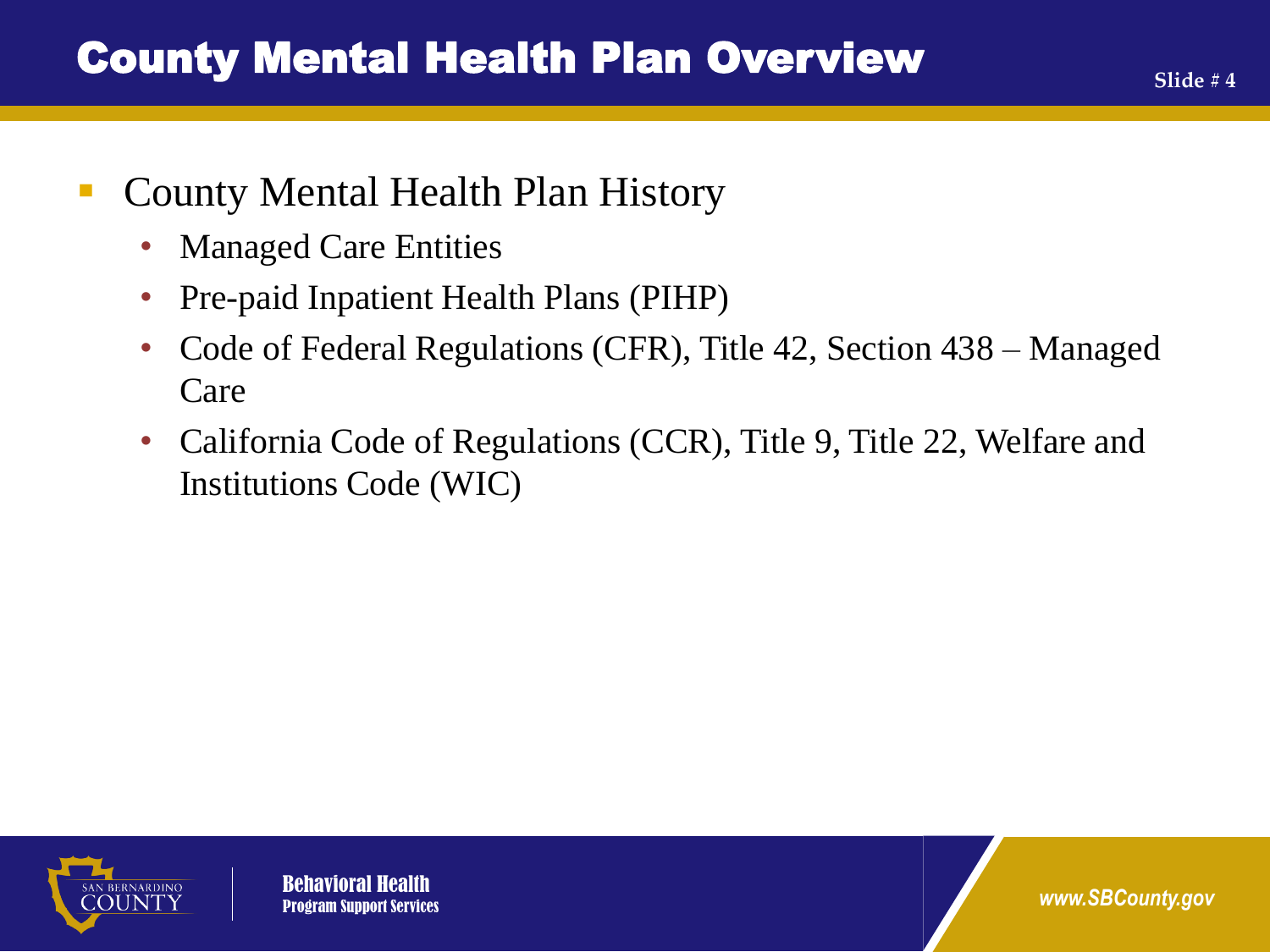# County Mental Health Plan Overview

- County Mental Health Plan History
  - Managed Care Entities
  - Pre-paid Inpatient Health Plans (PIHP)
  - Code of Federal Regulations (CFR), Title 42, Section 438 – Managed Care
  - California Code of Regulations (CCR), Title 9, Title 22, Welfare and Institutions Code (WIC)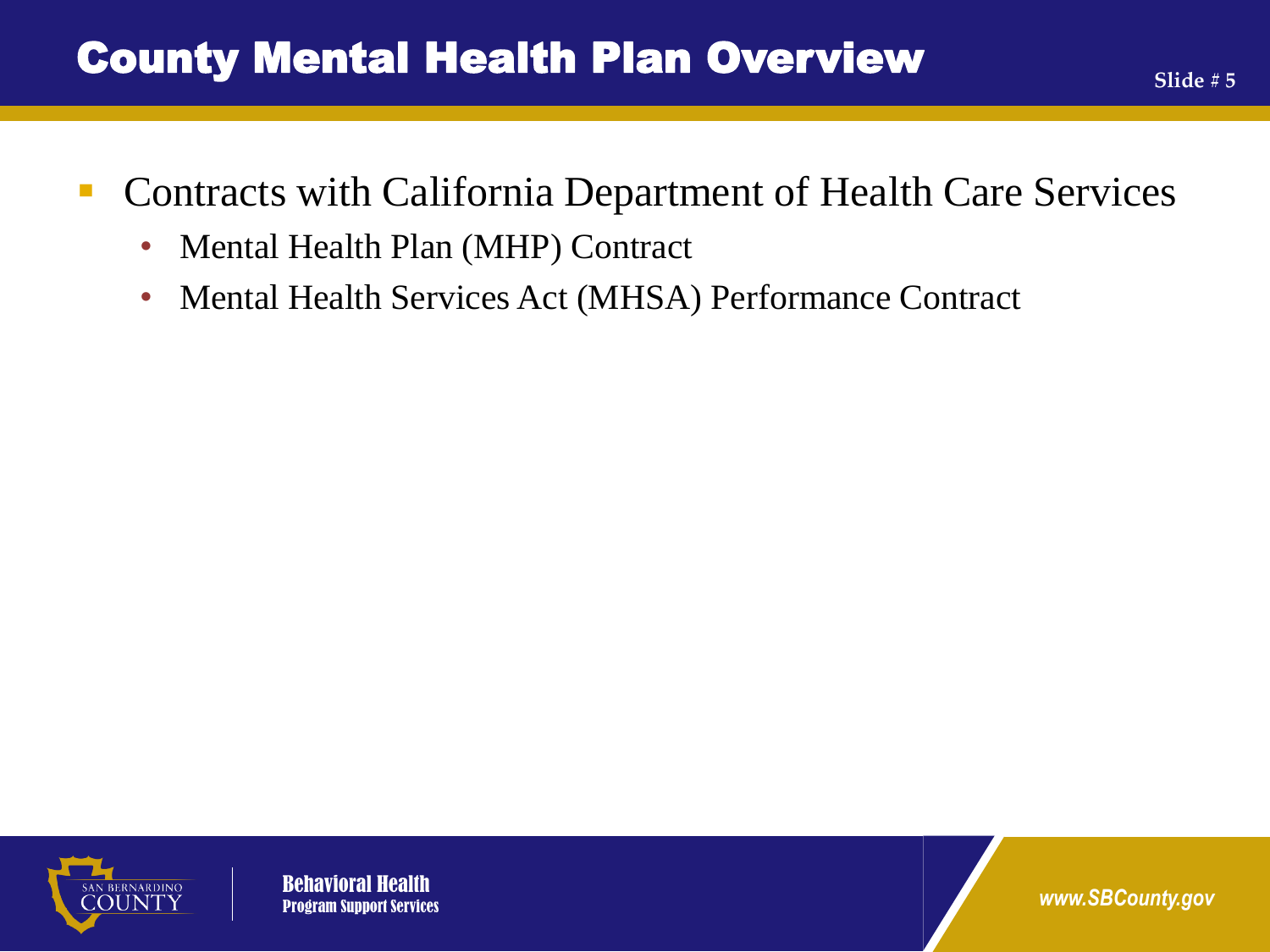# County Mental Health Plan Overview

- Contracts with California Department of Health Care Services
  - Mental Health Plan (MHP) Contract
  - Mental Health Services Act (MHSA) Performance Contract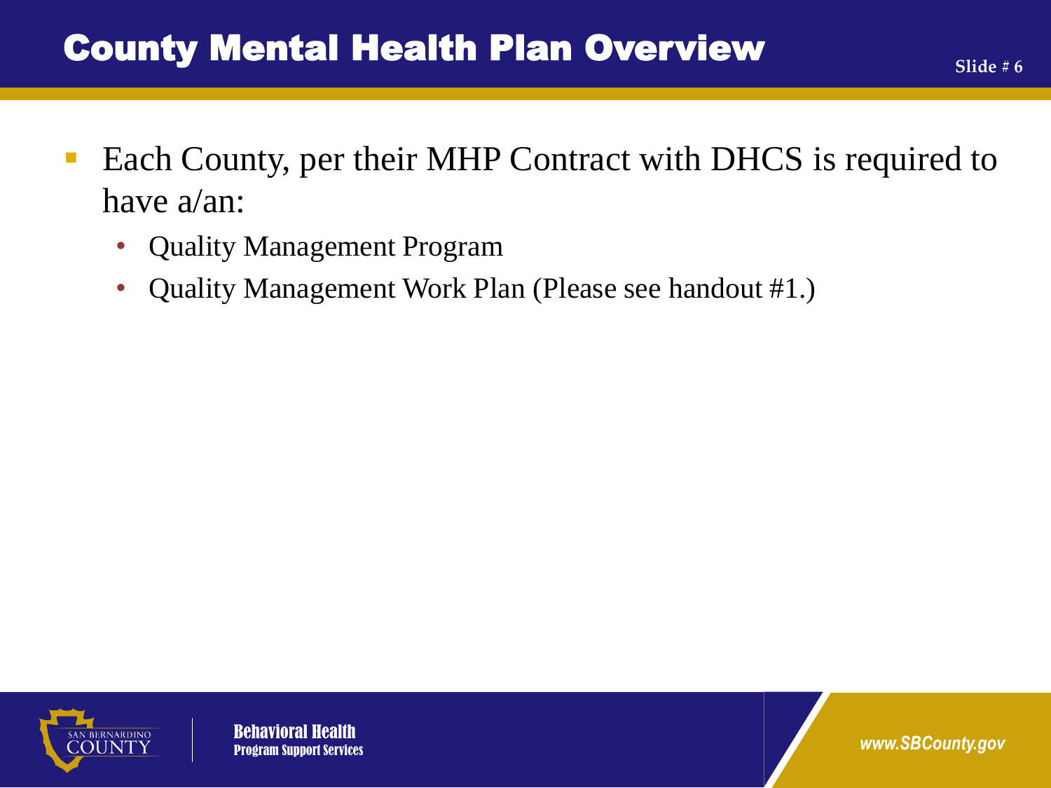# County Mental Health Plan Overview

- Each County, per their MHP Contract with DHCS is required to have a/an:
  - Quality Management Program
  - Quality Management Work Plan (Please see handout #1.)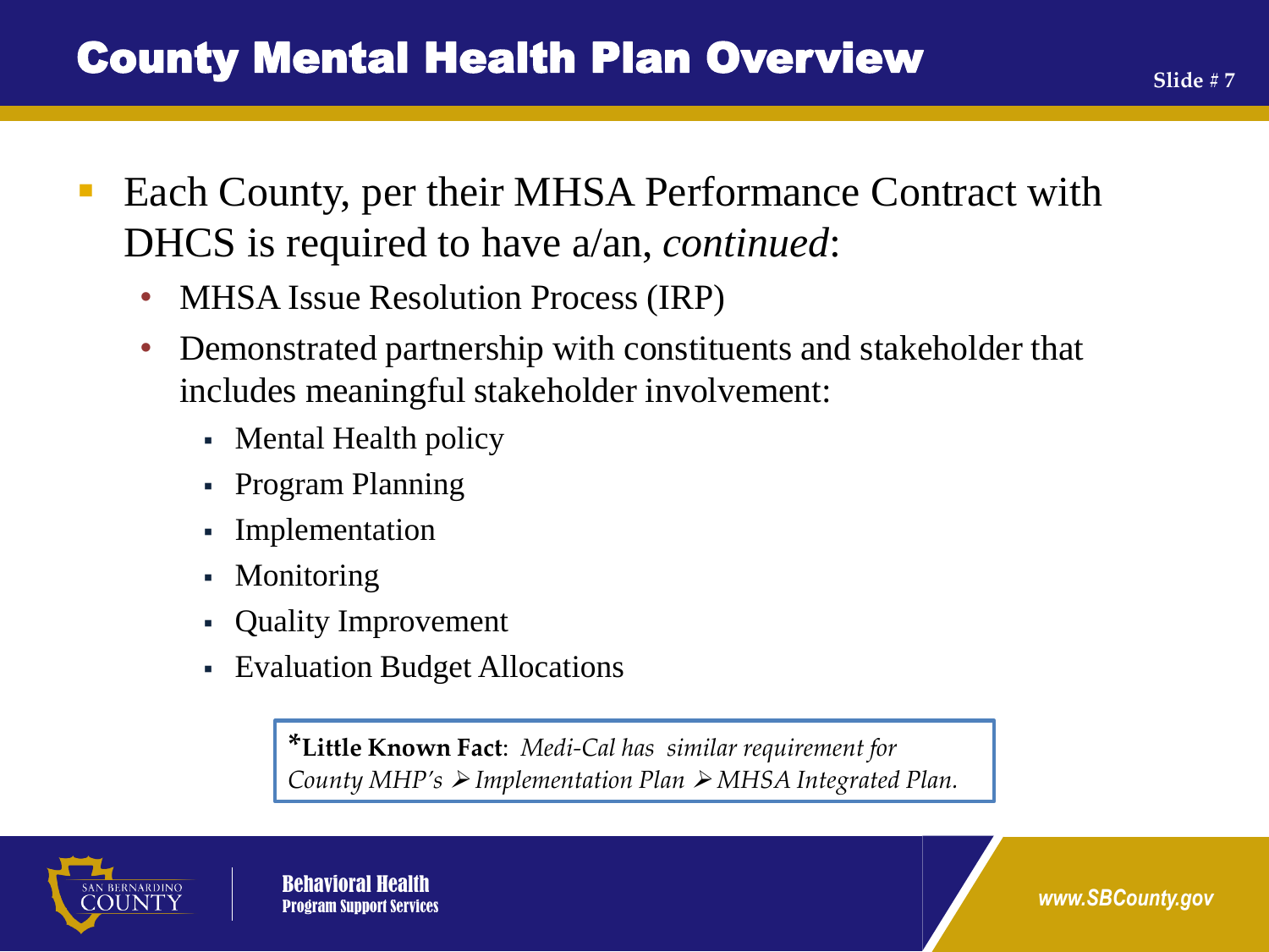# County Mental Health Plan Overview

- Each County, per their MHSA Performance Contract with DHCS is required to have a/an, *continued*:
  - MHSA Issue Resolution Process (IRP)
  - Demonstrated partnership with constituents and stakeholder that includes meaningful stakeholder involvement:
    - Mental Health policy
    - Program Planning
    - Implementation
    - Monitoring
    - Quality Improvement
    - Evaluation Budget Allocations

> ***Little Known Fact**: *Medi-Cal has similar requirement for County MHP's ➢ Implementation Plan ➢ MHSA Integrated Plan.*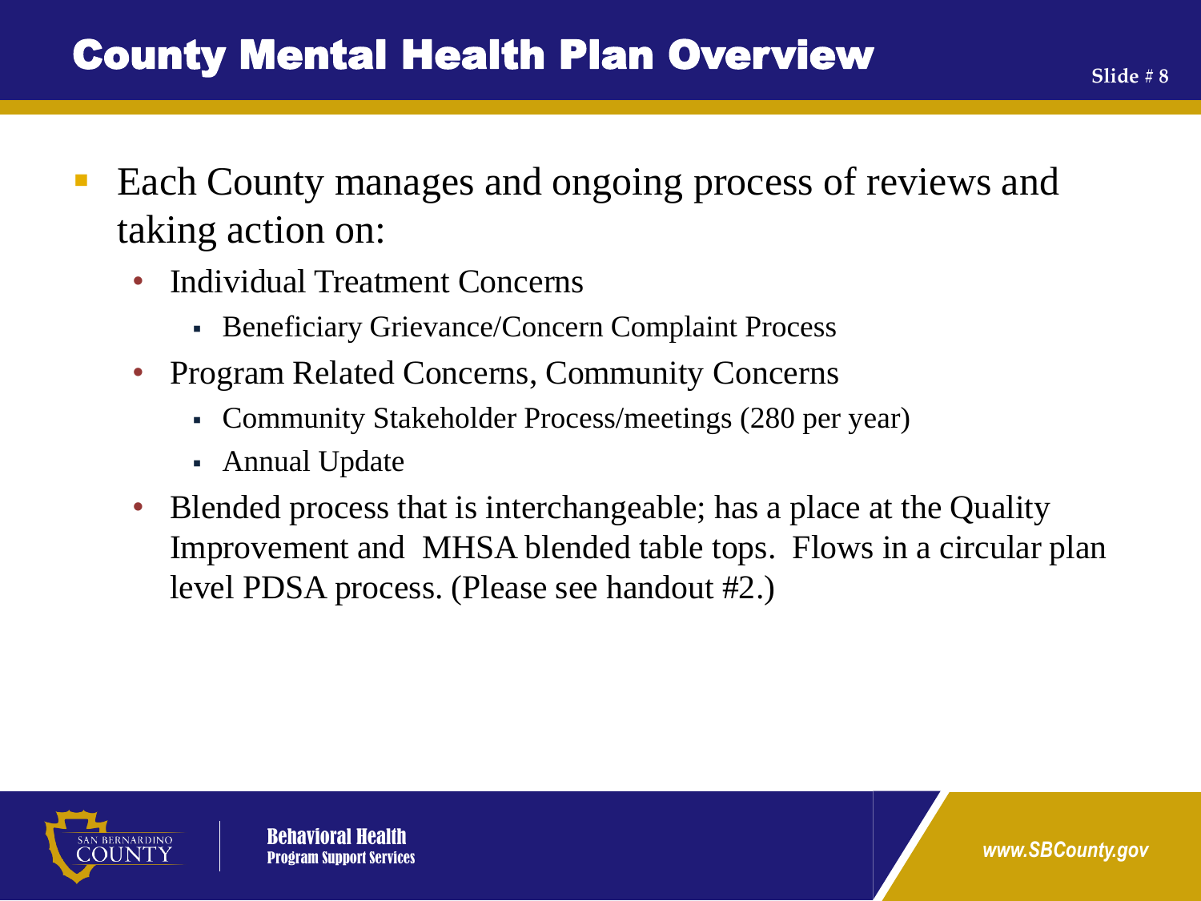# County Mental Health Plan Overview

- Each County manages and ongoing process of reviews and taking action on:
  - Individual Treatment Concerns
    - Beneficiary Grievance/Concern Complaint Process
  - Program Related Concerns, Community Concerns
    - Community Stakeholder Process/meetings (280 per year)
    - Annual Update
  - Blended process that is interchangeable; has a place at the Quality Improvement and MHSA blended table tops. Flows in a circular plan level PDSA process. (Please see handout #2.)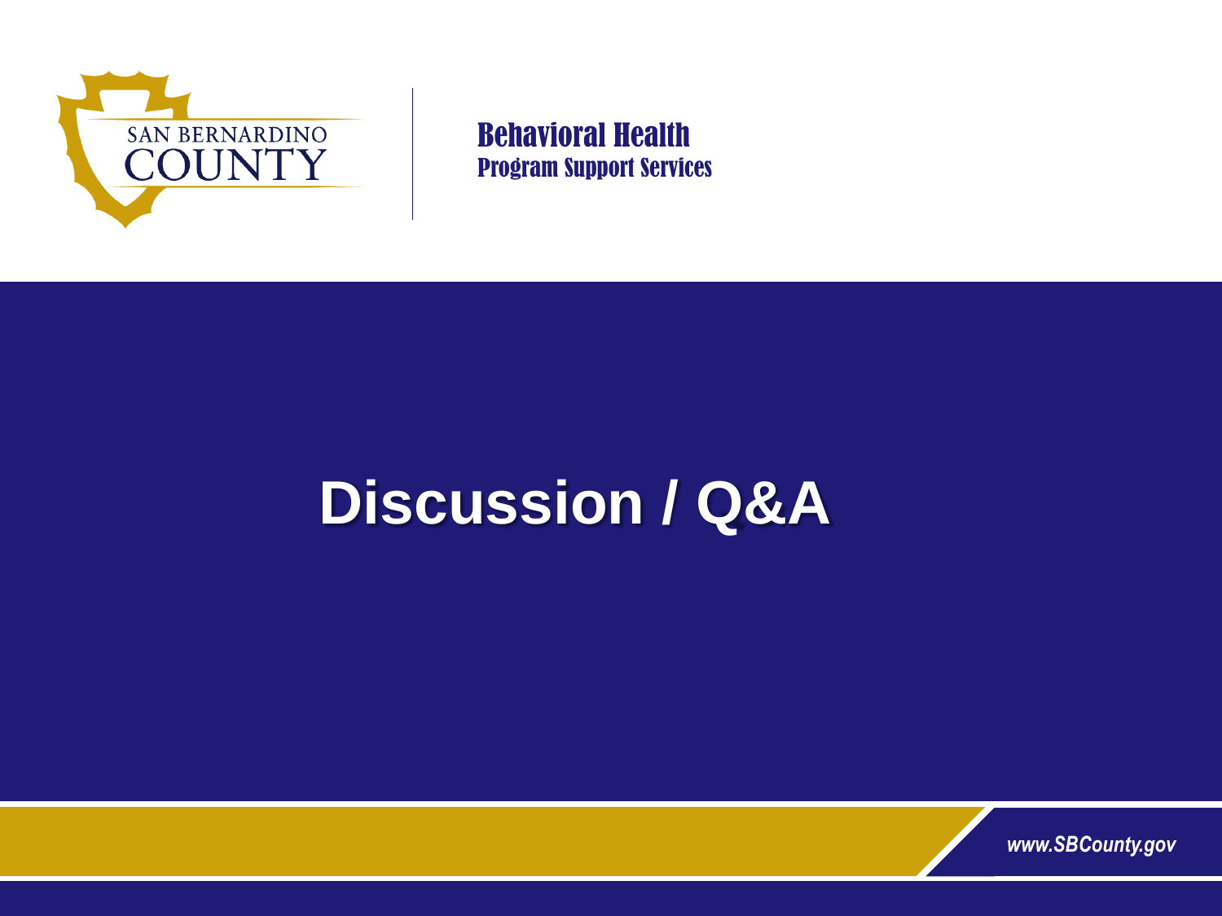SAN BERNARDINO COUNTY

Behavioral Health
Program Support Services

# Discussion / Q&A

www.SBCounty.gov